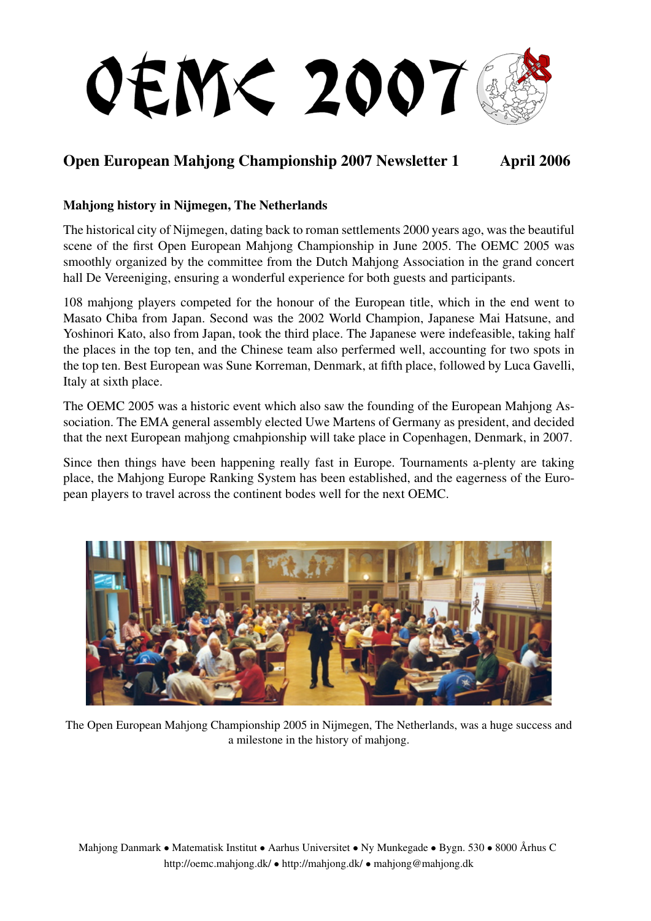# OEMC 2007

## Open European Mahjong Championship 2007 Newsletter 1 April 2006

### Mahjong history in Nijmegen, The Netherlands

The historical city of Nijmegen, dating back to roman settlements 2000 years ago, was the beautiful scene of the first Open European Mahjong Championship in June 2005. The OEMC 2005 was smoothly organized by the committee from the Dutch Mahjong Association in the grand concert hall De Vereeniging, ensuring a wonderful experience for both guests and participants.

108 mahjong players competed for the honour of the European title, which in the end went to Masato Chiba from Japan. Second was the 2002 World Champion, Japanese Mai Hatsune, and Yoshinori Kato, also from Japan, took the third place. The Japanese were indefeasible, taking half the places in the top ten, and the Chinese team also perfermed well, accounting for two spots in the top ten. Best European was Sune Korreman, Denmark, at fifth place, followed by Luca Gavelli, Italy at sixth place.

The OEMC 2005 was a historic event which also saw the founding of the European Mahjong Association. The EMA general assembly elected Uwe Martens of Germany as president, and decided that the next European mahjong cmahpionship will take place in Copenhagen, Denmark, in 2007.

Since then things have been happening really fast in Europe. Tournaments a-plenty are taking place, the Mahjong Europe Ranking System has been established, and the eagerness of the European players to travel across the continent bodes well for the next OEMC.

The Open European Mahjong Championship 2005 in Nijmegen, The Netherlands, was a huge success and a milestone in the history of mahjong.

Mahjong Danmark • Matematisk Institut • Aarhus Universitet • Ny Munkegade • Bygn. 530 • 8000 Århus C
http://oemc.mahjong.dk/ • http://mahjong.dk/ • mahjong@mahjong.dk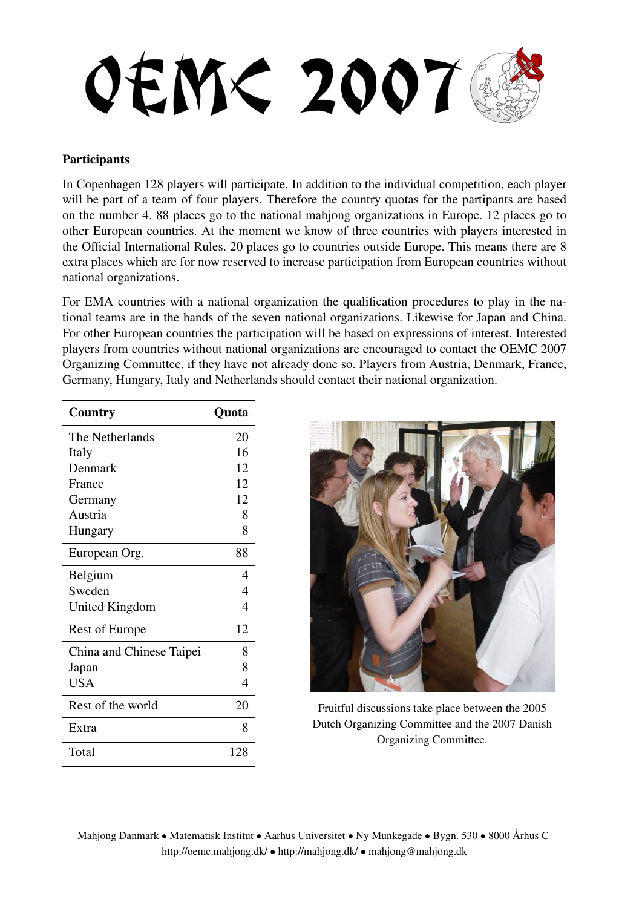# OEMC 2007

**Participants**

In Copenhagen 128 players will participate. In addition to the individual competition, each player will be part of a team of four players. Therefore the country quotas for the partipants are based on the number 4. 88 places go to the national mahjong organizations in Europe. 12 places go to other European countries. At the moment we know of three countries with players interested in the Official International Rules. 20 places go to countries outside Europe. This means there are 8 extra places which are for now reserved to increase participation from European countries without national organizations.

For EMA countries with a national organization the qualification procedures to play in the national teams are in the hands of the seven national organizations. Likewise for Japan and China. For other European countries the participation will be based on expressions of interest. Interested players from countries without national organizations are encouraged to contact the OEMC 2007 Organizing Committee, if they have not already done so. Players from Austria, Denmark, France, Germany, Hungary, Italy and Netherlands should contact their national organization.

| Country | Quota |
|---|---|
| The Netherlands | 20 |
| Italy | 16 |
| Denmark | 12 |
| France | 12 |
| Germany | 12 |
| Austria | 8 |
| Hungary | 8 |
| European Org. | 88 |
| Belgium | 4 |
| Sweden | 4 |
| United Kingdom | 4 |
| Rest of Europe | 12 |
| China and Chinese Taipei | 8 |
| Japan | 8 |
| USA | 4 |
| Rest of the world | 20 |
| Extra | 8 |
| Total | 128 |

Fruitful discussions take place between the 2005 Dutch Organizing Committee and the 2007 Danish Organizing Committee.

Mahjong Danmark • Matematisk Institut • Aarhus Universitet • Ny Munkegade • Bygn. 530 • 8000 Århus C
http://oemc.mahjong.dk/ • http://mahjong.dk/ • mahjong@mahjong.dk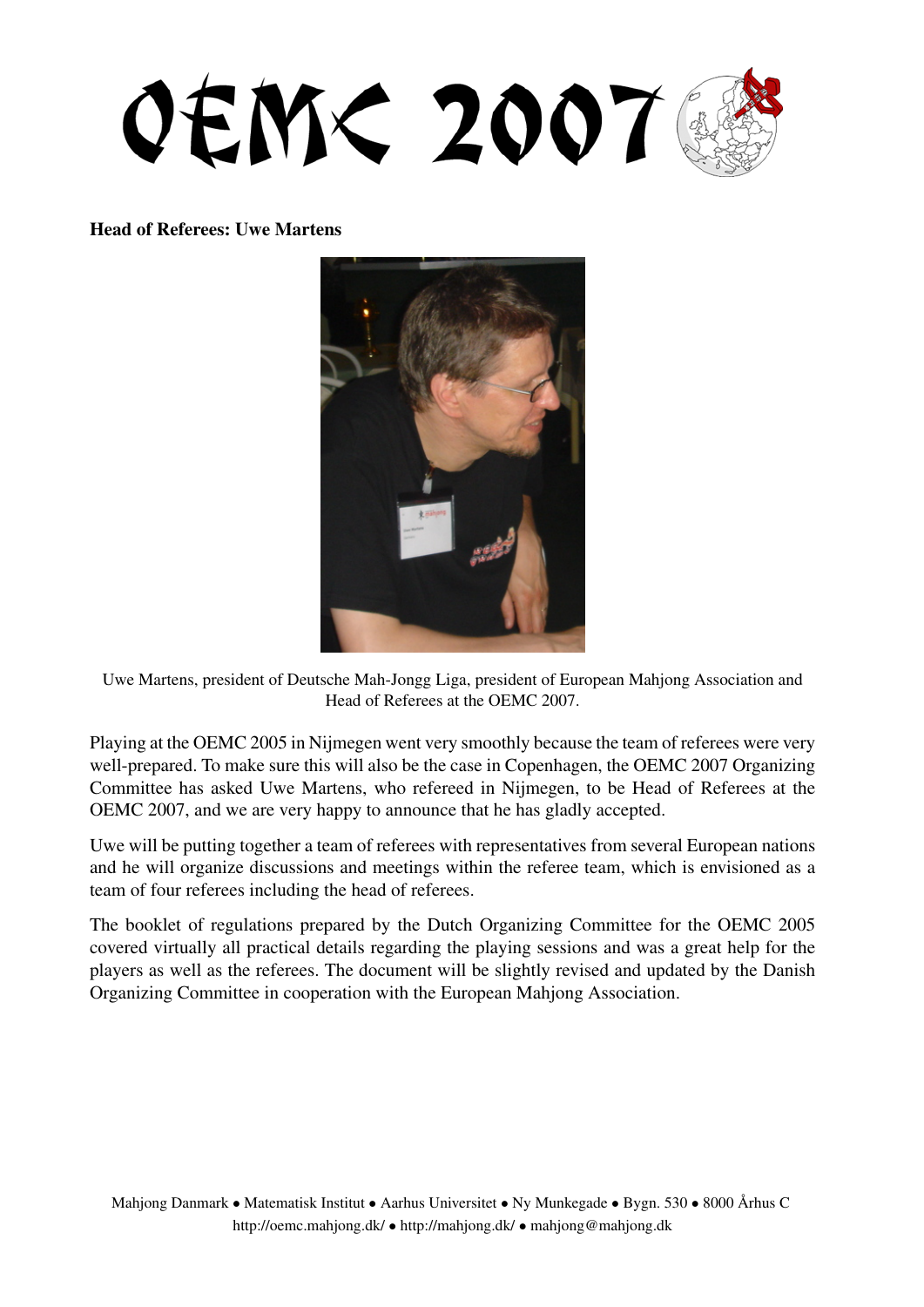**Head of Referees: Uwe Martens**

Uwe Martens, president of Deutsche Mah-Jongg Liga, president of European Mahjong Association and Head of Referees at the OEMC 2007.

Playing at the OEMC 2005 in Nijmegen went very smoothly because the team of referees were very well-prepared. To make sure this will also be the case in Copenhagen, the OEMC 2007 Organizing Committee has asked Uwe Martens, who refereed in Nijmegen, to be Head of Referees at the OEMC 2007, and we are very happy to announce that he has gladly accepted.

Uwe will be putting together a team of referees with representatives from several European nations and he will organize discussions and meetings within the referee team, which is envisioned as a team of four referees including the head of referees.

The booklet of regulations prepared by the Dutch Organizing Committee for the OEMC 2005 covered virtually all practical details regarding the playing sessions and was a great help for the players as well as the referees. The document will be slightly revised and updated by the Danish Organizing Committee in cooperation with the European Mahjong Association.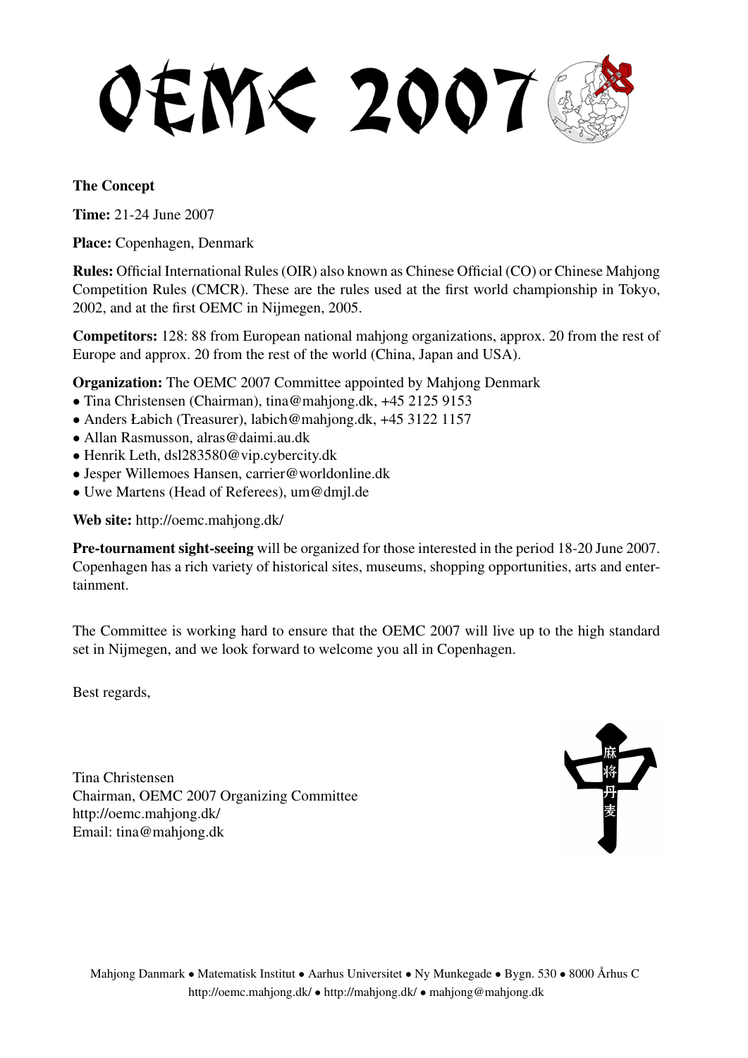# OEMC 2007

**The Concept**

**Time:** 21-24 June 2007

**Place:** Copenhagen, Denmark

**Rules:** Official International Rules (OIR) also known as Chinese Official (CO) or Chinese Mahjong Competition Rules (CMCR). These are the rules used at the first world championship in Tokyo, 2002, and at the first OEMC in Nijmegen, 2005.

**Competitors:** 128: 88 from European national mahjong organizations, approx. 20 from the rest of Europe and approx. 20 from the rest of the world (China, Japan and USA).

**Organization:** The OEMC 2007 Committee appointed by Mahjong Denmark

- Tina Christensen (Chairman), tina@mahjong.dk, +45 2125 9153
- Anders Łabich (Treasurer), labich@mahjong.dk, +45 3122 1157
- Allan Rasmusson, alras@daimi.au.dk
- Henrik Leth, dsl283580@vip.cybercity.dk
- Jesper Willemoes Hansen, carrier@worldonline.dk
- Uwe Martens (Head of Referees), um@dmjl.de

**Web site:** http://oemc.mahjong.dk/

**Pre-tournament sight-seeing** will be organized for those interested in the period 18-20 June 2007. Copenhagen has a rich variety of historical sites, museums, shopping opportunities, arts and entertainment.

The Committee is working hard to ensure that the OEMC 2007 will live up to the high standard set in Nijmegen, and we look forward to welcome you all in Copenhagen.

Best regards,

Tina Christensen
Chairman, OEMC 2007 Organizing Committee
http://oemc.mahjong.dk/
Email: tina@mahjong.dk

Mahjong Danmark • Matematisk Institut • Aarhus Universitet • Ny Munkegade • Bygn. 530 • 8000 Århus C
http://oemc.mahjong.dk/ • http://mahjong.dk/ • mahjong@mahjong.dk